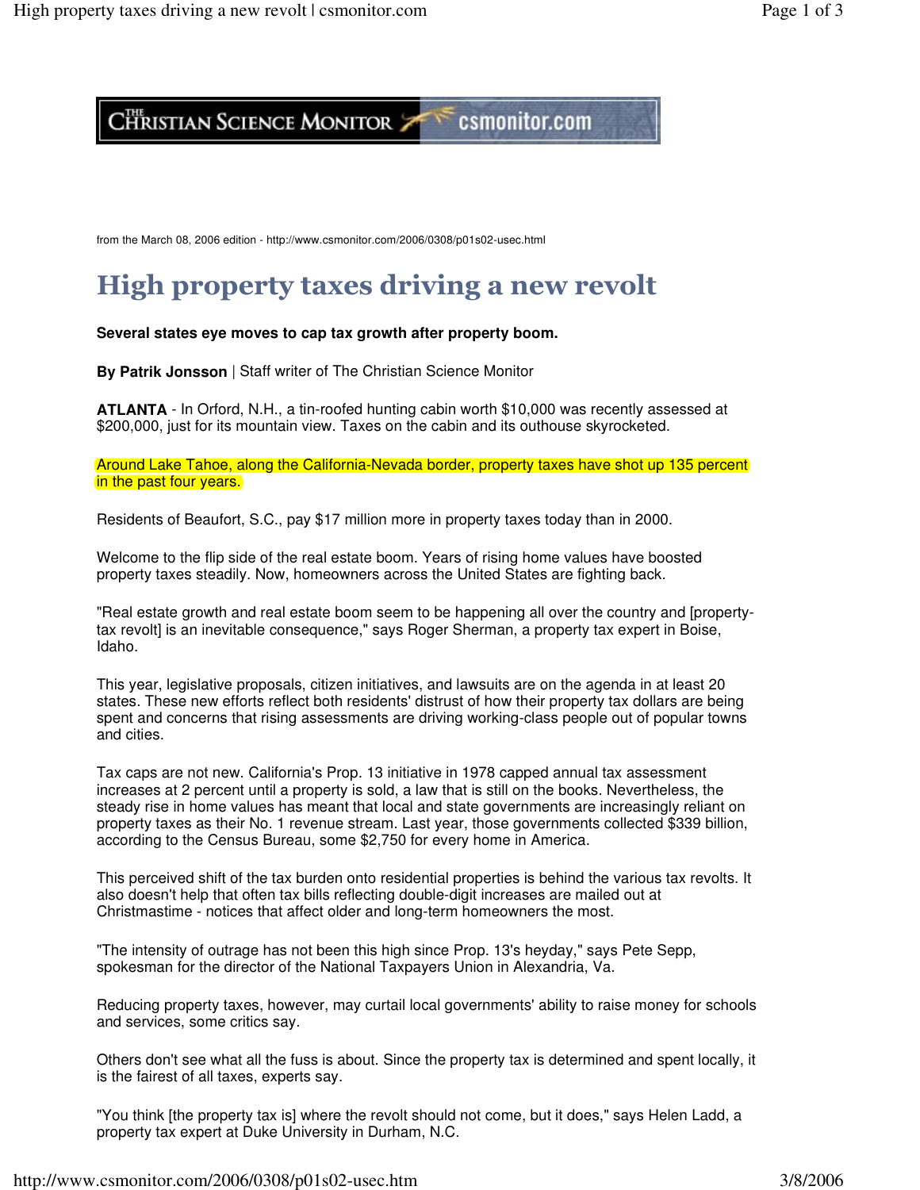from the March 08, 2006 edition - http://www.csmonitor.com/2006/0308/p01s02-usec.html

# High property taxes driving a new revolt

**Several states eye moves to cap tax growth after property boom.**

**By Patrik Jonsson** | Staff writer of The Christian Science Monitor

**ATLANTA** - In Orford, N.H., a tin-roofed hunting cabin worth $10,000 was recently assessed at $200,000, just for its mountain view. Taxes on the cabin and its outhouse skyrocketed.

Around Lake Tahoe, along the California-Nevada border, property taxes have shot up 135 percent in the past four years.

Residents of Beaufort, S.C., pay $17 million more in property taxes today than in 2000.

Welcome to the flip side of the real estate boom. Years of rising home values have boosted property taxes steadily. Now, homeowners across the United States are fighting back.

"Real estate growth and real estate boom seem to be happening all over the country and [property-tax revolt] is an inevitable consequence," says Roger Sherman, a property tax expert in Boise, Idaho.

This year, legislative proposals, citizen initiatives, and lawsuits are on the agenda in at least 20 states. These new efforts reflect both residents' distrust of how their property tax dollars are being spent and concerns that rising assessments are driving working-class people out of popular towns and cities.

Tax caps are not new. California's Prop. 13 initiative in 1978 capped annual tax assessment increases at 2 percent until a property is sold, a law that is still on the books. Nevertheless, the steady rise in home values has meant that local and state governments are increasingly reliant on property taxes as their No. 1 revenue stream. Last year, those governments collected $339 billion, according to the Census Bureau, some $2,750 for every home in America.

This perceived shift of the tax burden onto residential properties is behind the various tax revolts. It also doesn't help that often tax bills reflecting double-digit increases are mailed out at Christmastime - notices that affect older and long-term homeowners the most.

"The intensity of outrage has not been this high since Prop. 13's heyday," says Pete Sepp, spokesman for the director of the National Taxpayers Union in Alexandria, Va.

Reducing property taxes, however, may curtail local governments' ability to raise money for schools and services, some critics say.

Others don't see what all the fuss is about. Since the property tax is determined and spent locally, it is the fairest of all taxes, experts say.

"You think [the property tax is] where the revolt should not come, but it does," says Helen Ladd, a property tax expert at Duke University in Durham, N.C.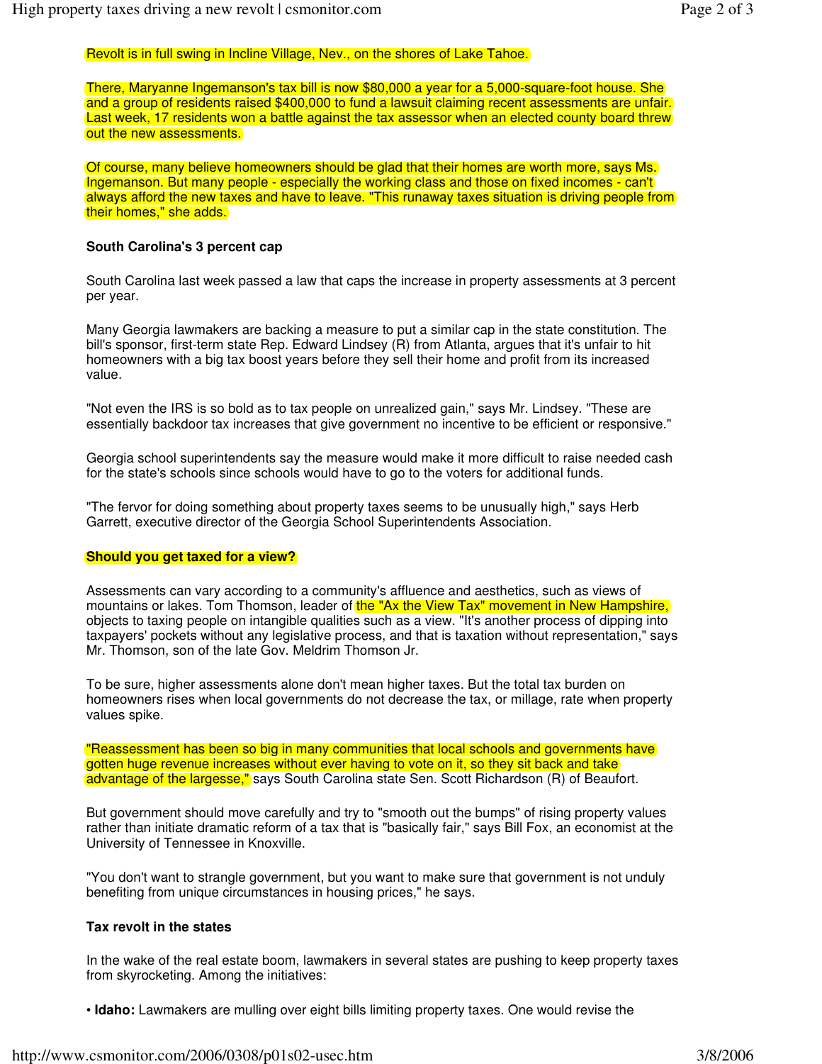Revolt is in full swing in Incline Village, Nev., on the shores of Lake Tahoe.

There, Maryanne Ingemanson's tax bill is now $80,000 a year for a 5,000-square-foot house. She and a group of residents raised $400,000 to fund a lawsuit claiming recent assessments are unfair. Last week, 17 residents won a battle against the tax assessor when an elected county board threw out the new assessments.

Of course, many believe homeowners should be glad that their homes are worth more, says Ms. Ingemanson. But many people - especially the working class and those on fixed incomes - can't always afford the new taxes and have to leave. "This runaway taxes situation is driving people from their homes," she adds.

### South Carolina's 3 percent cap

South Carolina last week passed a law that caps the increase in property assessments at 3 percent per year.

Many Georgia lawmakers are backing a measure to put a similar cap in the state constitution. The bill's sponsor, first-term state Rep. Edward Lindsey (R) from Atlanta, argues that it's unfair to hit homeowners with a big tax boost years before they sell their home and profit from its increased value.

"Not even the IRS is so bold as to tax people on unrealized gain," says Mr. Lindsey. "These are essentially backdoor tax increases that give government no incentive to be efficient or responsive."

Georgia school superintendents say the measure would make it more difficult to raise needed cash for the state's schools since schools would have to go to the voters for additional funds.

"The fervor for doing something about property taxes seems to be unusually high," says Herb Garrett, executive director of the Georgia School Superintendents Association.

### Should you get taxed for a view?

Assessments can vary according to a community's affluence and aesthetics, such as views of mountains or lakes. Tom Thomson, leader of the "Ax the View Tax" movement in New Hampshire, objects to taxing people on intangible qualities such as a view. "It's another process of dipping into taxpayers' pockets without any legislative process, and that is taxation without representation," says Mr. Thomson, son of the late Gov. Meldrim Thomson Jr.

To be sure, higher assessments alone don't mean higher taxes. But the total tax burden on homeowners rises when local governments do not decrease the tax, or millage, rate when property values spike.

"Reassessment has been so big in many communities that local schools and governments have gotten huge revenue increases without ever having to vote on it, so they sit back and take advantage of the largesse," says South Carolina state Sen. Scott Richardson (R) of Beaufort.

But government should move carefully and try to "smooth out the bumps" of rising property values rather than initiate dramatic reform of a tax that is "basically fair," says Bill Fox, an economist at the University of Tennessee in Knoxville.

"You don't want to strangle government, but you want to make sure that government is not unduly benefiting from unique circumstances in housing prices," he says.

### Tax revolt in the states

In the wake of the real estate boom, lawmakers in several states are pushing to keep property taxes from skyrocketing. Among the initiatives:

- **Idaho:** Lawmakers are mulling over eight bills limiting property taxes. One would revise the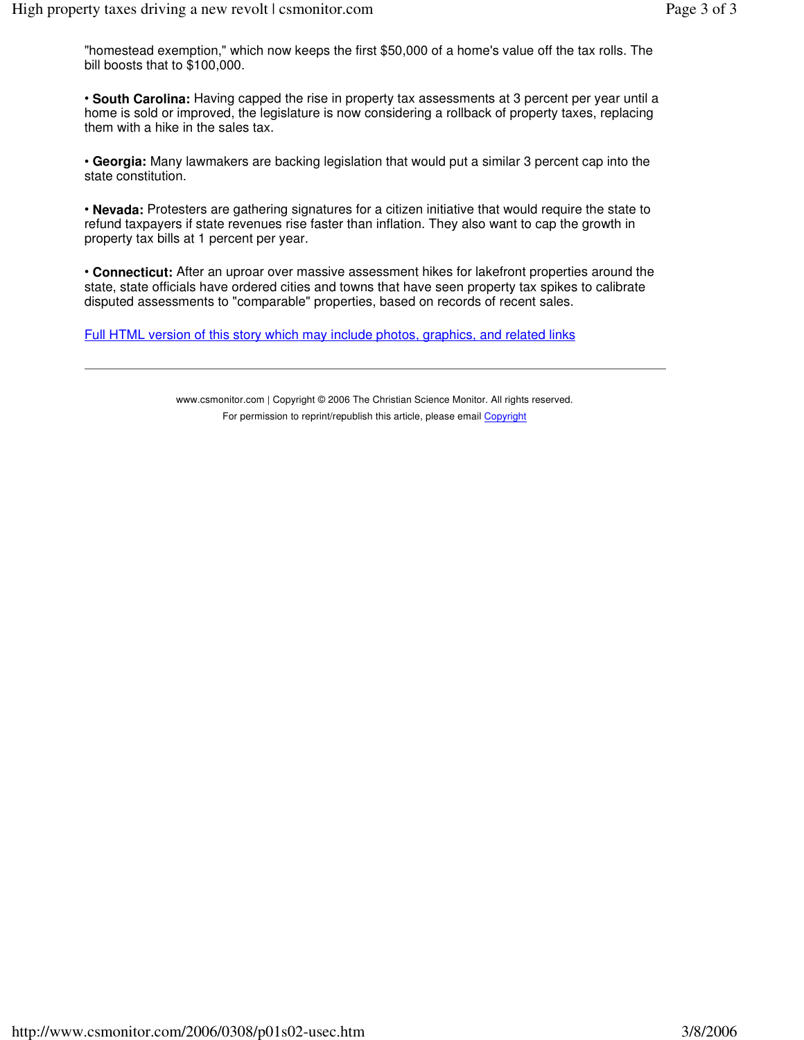"homestead exemption," which now keeps the first $50,000 of a home's value off the tax rolls. The bill boosts that to $100,000.

- **South Carolina:** Having capped the rise in property tax assessments at 3 percent per year until a home is sold or improved, the legislature is now considering a rollback of property taxes, replacing them with a hike in the sales tax.

- **Georgia:** Many lawmakers are backing legislation that would put a similar 3 percent cap into the state constitution.

- **Nevada:** Protesters are gathering signatures for a citizen initiative that would require the state to refund taxpayers if state revenues rise faster than inflation. They also want to cap the growth in property tax bills at 1 percent per year.

- **Connecticut:** After an uproar over massive assessment hikes for lakefront properties around the state, state officials have ordered cities and towns that have seen property tax spikes to calibrate disputed assessments to "comparable" properties, based on records of recent sales.

Full HTML version of this story which may include photos, graphics, and related links

---

www.csmonitor.com | Copyright © 2006 The Christian Science Monitor. All rights reserved.

For permission to reprint/republish this article, please email Copyright